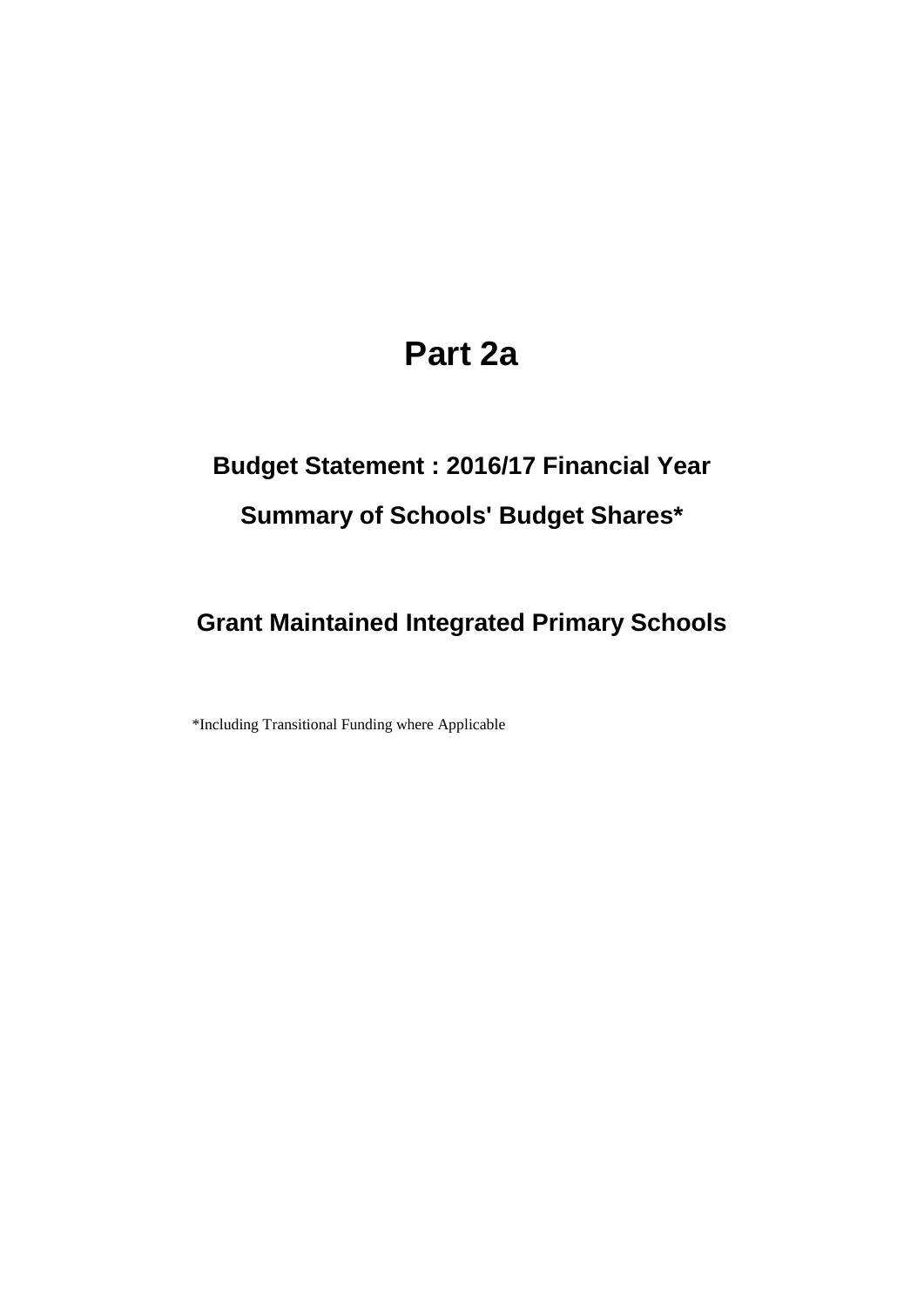# Part 2a

## Budget Statement : 2016/17 Financial Year

## Summary of Schools' Budget Shares*

## Grant Maintained Integrated Primary Schools

*Including Transitional Funding where Applicable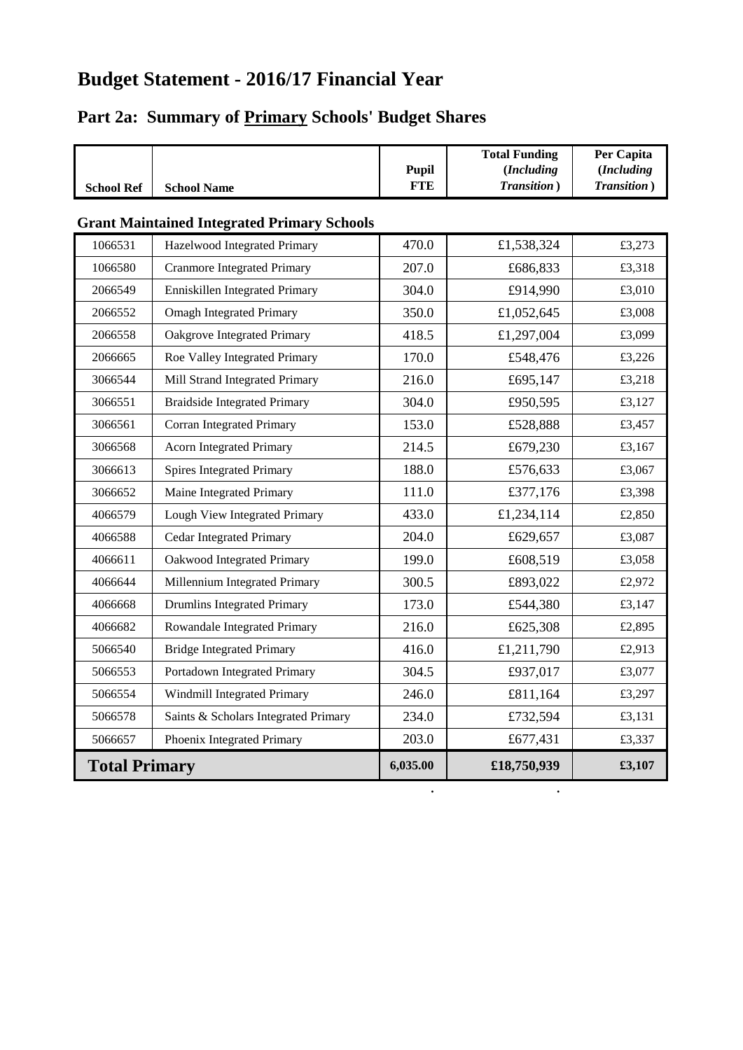# Budget Statement - 2016/17 Financial Year

## Part 2a: Summary of Primary Schools' Budget Shares

| School Ref | School Name | Pupil FTE | Total Funding (*Including Transition*) | Per Capita (*Including Transition*) |
|---|---|---|---|---|
| **Grant Maintained Integrated Primary Schools** | | | | |
| 1066531 | Hazelwood Integrated Primary | 470.0 | £1,538,324 | £3,273 |
| 1066580 | Cranmore Integrated Primary | 207.0 | £686,833 | £3,318 |
| 2066549 | Enniskillen Integrated Primary | 304.0 | £914,990 | £3,010 |
| 2066552 | Omagh Integrated Primary | 350.0 | £1,052,645 | £3,008 |
| 2066558 | Oakgrove Integrated Primary | 418.5 | £1,297,004 | £3,099 |
| 2066665 | Roe Valley Integrated Primary | 170.0 | £548,476 | £3,226 |
| 3066544 | Mill Strand Integrated Primary | 216.0 | £695,147 | £3,218 |
| 3066551 | Braidside Integrated Primary | 304.0 | £950,595 | £3,127 |
| 3066561 | Corran Integrated Primary | 153.0 | £528,888 | £3,457 |
| 3066568 | Acorn Integrated Primary | 214.5 | £679,230 | £3,167 |
| 3066613 | Spires Integrated Primary | 188.0 | £576,633 | £3,067 |
| 3066652 | Maine Integrated Primary | 111.0 | £377,176 | £3,398 |
| 4066579 | Lough View Integrated Primary | 433.0 | £1,234,114 | £2,850 |
| 4066588 | Cedar Integrated Primary | 204.0 | £629,657 | £3,087 |
| 4066611 | Oakwood Integrated Primary | 199.0 | £608,519 | £3,058 |
| 4066644 | Millennium Integrated Primary | 300.5 | £893,022 | £2,972 |
| 4066668 | Drumlins Integrated Primary | 173.0 | £544,380 | £3,147 |
| 4066682 | Rowandale Integrated Primary | 216.0 | £625,308 | £2,895 |
| 5066540 | Bridge Integrated Primary | 416.0 | £1,211,790 | £2,913 |
| 5066553 | Portadown Integrated Primary | 304.5 | £937,017 | £3,077 |
| 5066554 | Windmill Integrated Primary | 246.0 | £811,164 | £3,297 |
| 5066578 | Saints & Scholars Integrated Primary | 234.0 | £732,594 | £3,131 |
| 5066657 | Phoenix Integrated Primary | 203.0 | £677,431 | £3,337 |
| **Total Primary** | | **6,035.00** | **£18,750,939** | **£3,107** |